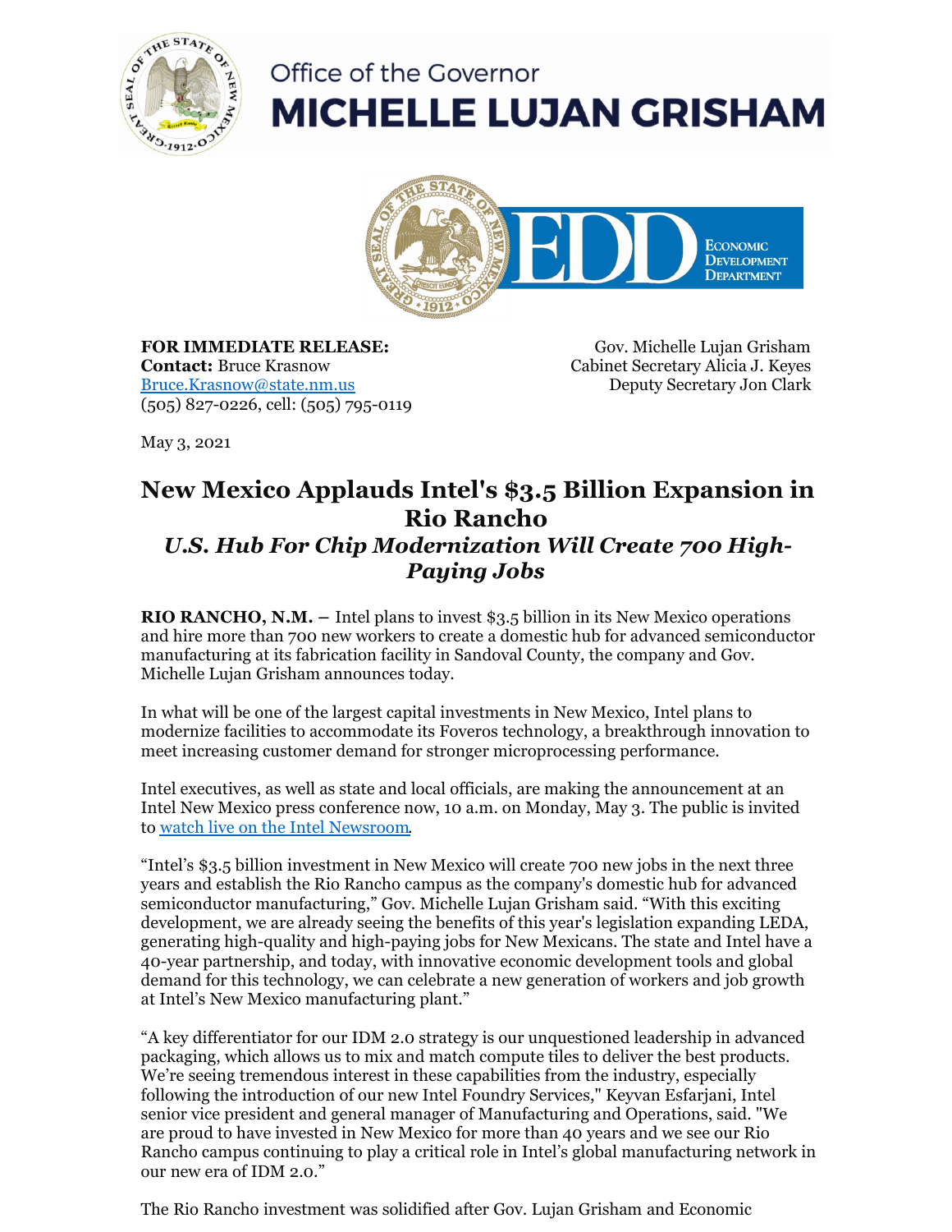Office of the Governor
**MICHELLE LUJAN GRISHAM**

EDD Economic Development Department

**FOR IMMEDIATE RELEASE:**
**Contact:** Bruce Krasnow
Bruce.Krasnow@state.nm.us
(505) 827-0226, cell: (505) 795-0119

Gov. Michelle Lujan Grisham
Cabinet Secretary Alicia J. Keyes
Deputy Secretary Jon Clark

May 3, 2021

# New Mexico Applauds Intel's $3.5 Billion Expansion in Rio Rancho

## *U.S. Hub For Chip Modernization Will Create 700 High-Paying Jobs*

**RIO RANCHO, N.M. –** Intel plans to invest $3.5 billion in its New Mexico operations and hire more than 700 new workers to create a domestic hub for advanced semiconductor manufacturing at its fabrication facility in Sandoval County, the company and Gov. Michelle Lujan Grisham announces today.

In what will be one of the largest capital investments in New Mexico, Intel plans to modernize facilities to accommodate its Foveros technology, a breakthrough innovation to meet increasing customer demand for stronger microprocessing performance.

Intel executives, as well as state and local officials, are making the announcement at an Intel New Mexico press conference now, 10 a.m. on Monday, May 3. The public is invited to watch live on the Intel Newsroom.

"Intel's $3.5 billion investment in New Mexico will create 700 new jobs in the next three years and establish the Rio Rancho campus as the company's domestic hub for advanced semiconductor manufacturing," Gov. Michelle Lujan Grisham said. "With this exciting development, we are already seeing the benefits of this year's legislation expanding LEDA, generating high-quality and high-paying jobs for New Mexicans. The state and Intel have a 40-year partnership, and today, with innovative economic development tools and global demand for this technology, we can celebrate a new generation of workers and job growth at Intel's New Mexico manufacturing plant."

"A key differentiator for our IDM 2.0 strategy is our unquestioned leadership in advanced packaging, which allows us to mix and match compute tiles to deliver the best products. We're seeing tremendous interest in these capabilities from the industry, especially following the introduction of our new Intel Foundry Services," Keyvan Esfarjani, Intel senior vice president and general manager of Manufacturing and Operations, said. "We are proud to have invested in New Mexico for more than 40 years and we see our Rio Rancho campus continuing to play a critical role in Intel's global manufacturing network in our new era of IDM 2.0."

The Rio Rancho investment was solidified after Gov. Lujan Grisham and Economic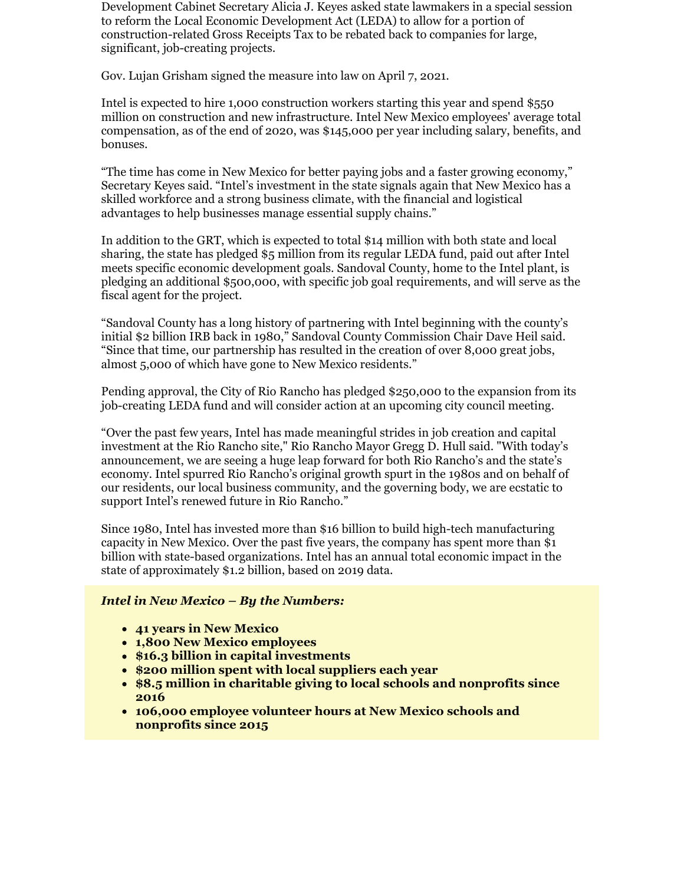Development Cabinet Secretary Alicia J. Keyes asked state lawmakers in a special session to reform the Local Economic Development Act (LEDA) to allow for a portion of construction-related Gross Receipts Tax to be rebated back to companies for large, significant, job-creating projects.

Gov. Lujan Grisham signed the measure into law on April 7, 2021.

Intel is expected to hire 1,000 construction workers starting this year and spend $550 million on construction and new infrastructure. Intel New Mexico employees' average total compensation, as of the end of 2020, was $145,000 per year including salary, benefits, and bonuses.

"The time has come in New Mexico for better paying jobs and a faster growing economy," Secretary Keyes said. "Intel's investment in the state signals again that New Mexico has a skilled workforce and a strong business climate, with the financial and logistical advantages to help businesses manage essential supply chains."

In addition to the GRT, which is expected to total $14 million with both state and local sharing, the state has pledged $5 million from its regular LEDA fund, paid out after Intel meets specific economic development goals. Sandoval County, home to the Intel plant, is pledging an additional $500,000, with specific job goal requirements, and will serve as the fiscal agent for the project.

"Sandoval County has a long history of partnering with Intel beginning with the county's initial $2 billion IRB back in 1980," Sandoval County Commission Chair Dave Heil said. "Since that time, our partnership has resulted in the creation of over 8,000 great jobs, almost 5,000 of which have gone to New Mexico residents."

Pending approval, the City of Rio Rancho has pledged $250,000 to the expansion from its job-creating LEDA fund and will consider action at an upcoming city council meeting.

"Over the past few years, Intel has made meaningful strides in job creation and capital investment at the Rio Rancho site," Rio Rancho Mayor Gregg D. Hull said. "With today's announcement, we are seeing a huge leap forward for both Rio Rancho's and the state's economy. Intel spurred Rio Rancho's original growth spurt in the 1980s and on behalf of our residents, our local business community, and the governing body, we are ecstatic to support Intel's renewed future in Rio Rancho."

Since 1980, Intel has invested more than $16 billion to build high-tech manufacturing capacity in New Mexico. Over the past five years, the company has spent more than $1 billion with state-based organizations. Intel has an annual total economic impact in the state of approximately $1.2 billion, based on 2019 data.

***Intel in New Mexico – By the Numbers:***

- **41 years in New Mexico**
- **1,800 New Mexico employees**
- **$16.3 billion in capital investments**
- **$200 million spent with local suppliers each year**
- **$8.5 million in charitable giving to local schools and nonprofits since 2016**
- **106,000 employee volunteer hours at New Mexico schools and nonprofits since 2015**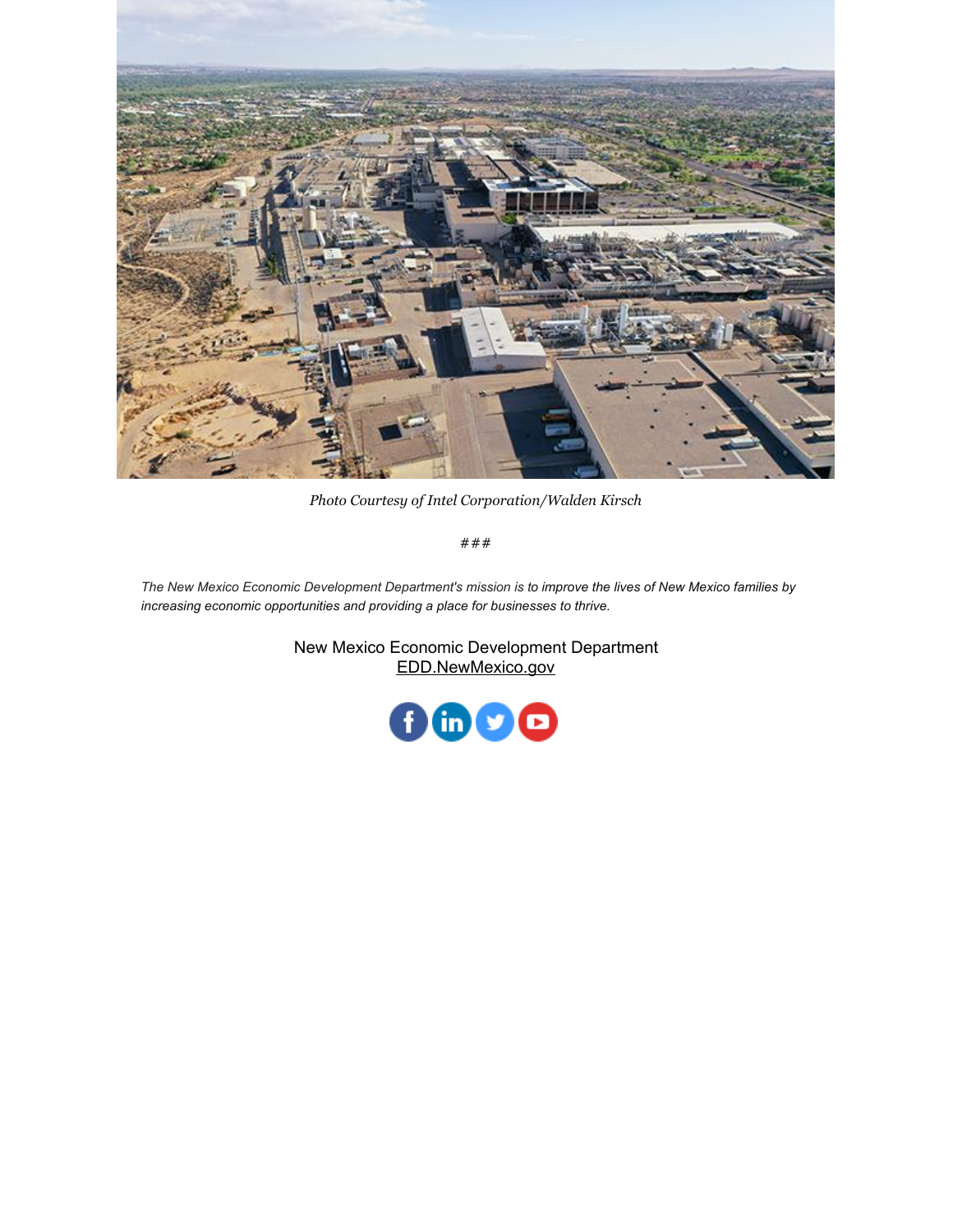*Photo Courtesy of Intel Corporation/Walden Kirsch*

###

*The New Mexico Economic Development Department's mission is to improve the lives of New Mexico families by increasing economic opportunities and providing a place for businesses to thrive.*

New Mexico Economic Development Department
EDD.NewMexico.gov